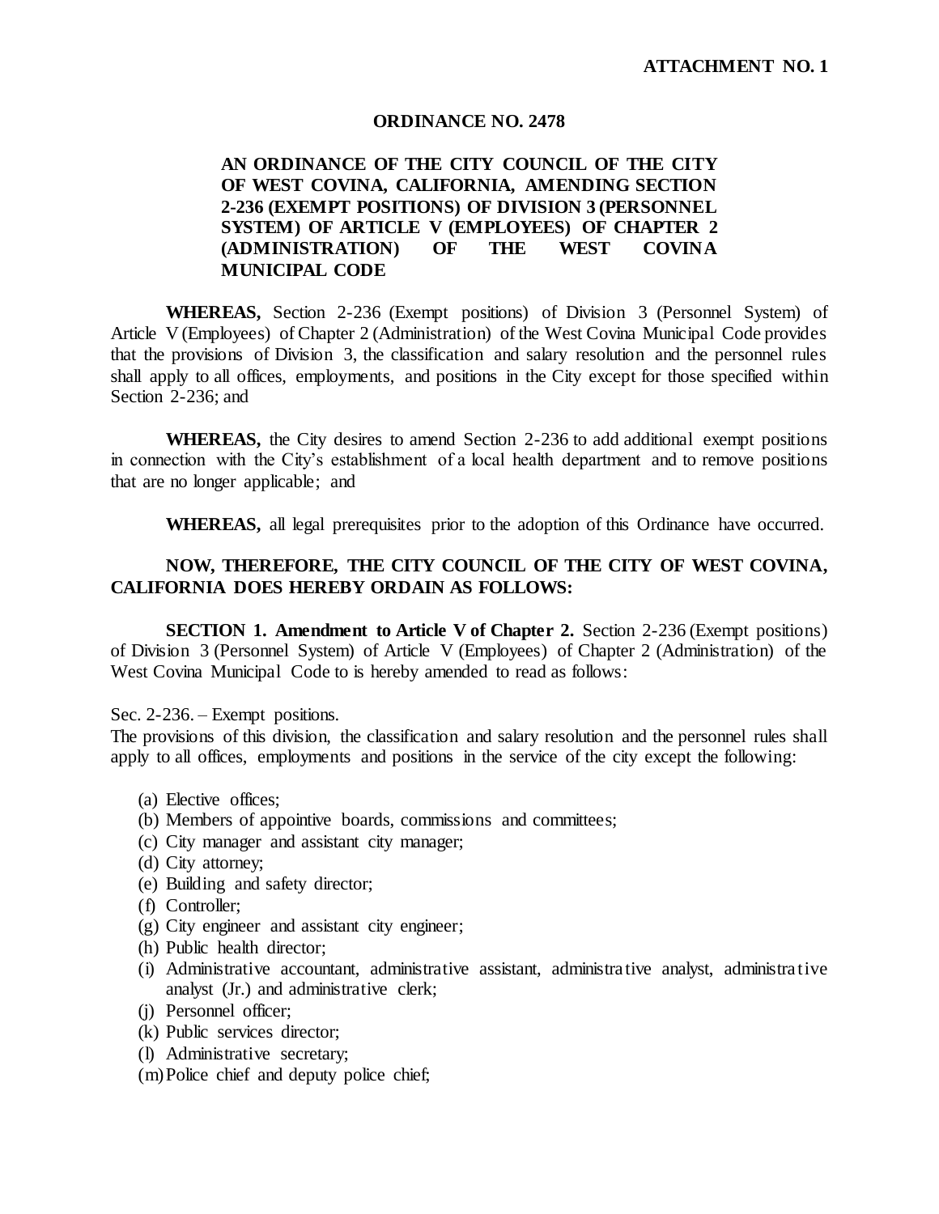**ATTACHMENT NO. 1**

**ORDINANCE NO. 2478**

**AN ORDINANCE OF THE CITY COUNCIL OF THE CITY OF WEST COVINA, CALIFORNIA, AMENDING SECTION 2-236 (EXEMPT POSITIONS) OF DIVISION 3 (PERSONNEL SYSTEM) OF ARTICLE V (EMPLOYEES) OF CHAPTER 2 (ADMINISTRATION) OF THE WEST COVINA MUNICIPAL CODE**

**WHEREAS,** Section 2-236 (Exempt positions) of Division 3 (Personnel System) of Article V (Employees) of Chapter 2 (Administration) of the West Covina Municipal Code provides that the provisions of Division 3, the classification and salary resolution and the personnel rules shall apply to all offices, employments, and positions in the City except for those specified within Section 2-236; and

**WHEREAS,** the City desires to amend Section 2-236 to add additional exempt positions in connection with the City's establishment of a local health department and to remove positions that are no longer applicable; and

**WHEREAS,** all legal prerequisites prior to the adoption of this Ordinance have occurred.

**NOW, THEREFORE, THE CITY COUNCIL OF THE CITY OF WEST COVINA, CALIFORNIA DOES HEREBY ORDAIN AS FOLLOWS:**

**SECTION 1. Amendment to Article V of Chapter 2.** Section 2-236 (Exempt positions) of Division 3 (Personnel System) of Article V (Employees) of Chapter 2 (Administration) of the West Covina Municipal Code to is hereby amended to read as follows:

Sec. 2-236. – Exempt positions.

The provisions of this division, the classification and salary resolution and the personnel rules shall apply to all offices, employments and positions in the service of the city except the following:

(a) Elective offices;
(b) Members of appointive boards, commissions and committees;
(c) City manager and assistant city manager;
(d) City attorney;
(e) Building and safety director;
(f) Controller;
(g) City engineer and assistant city engineer;
(h) Public health director;
(i) Administrative accountant, administrative assistant, administrative analyst, administrative analyst (Jr.) and administrative clerk;
(j) Personnel officer;
(k) Public services director;
(l) Administrative secretary;
(m) Police chief and deputy police chief;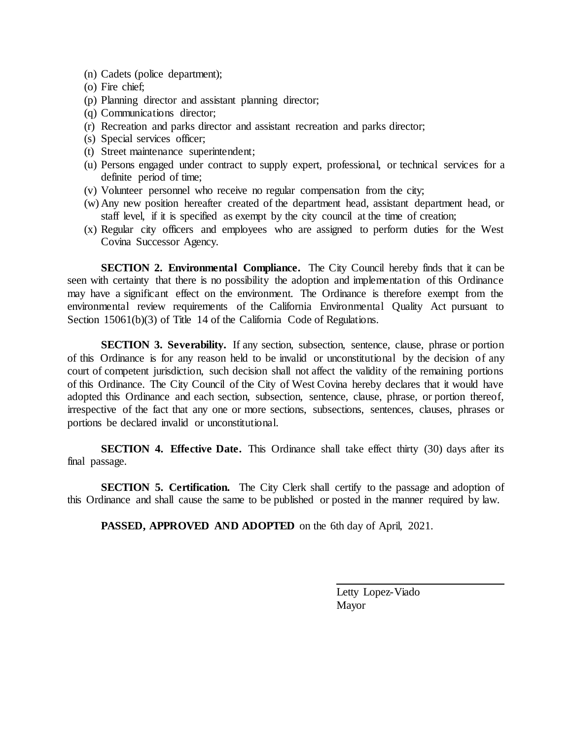(n) Cadets (police department);
(o) Fire chief;
(p) Planning director and assistant planning director;
(q) Communications director;
(r) Recreation and parks director and assistant recreation and parks director;
(s) Special services officer;
(t) Street maintenance superintendent;
(u) Persons engaged under contract to supply expert, professional, or technical services for a definite period of time;
(v) Volunteer personnel who receive no regular compensation from the city;
(w) Any new position hereafter created of the department head, assistant department head, or staff level, if it is specified as exempt by the city council at the time of creation;
(x) Regular city officers and employees who are assigned to perform duties for the West Covina Successor Agency.

**SECTION 2. Environmental Compliance.** The City Council hereby finds that it can be seen with certainty that there is no possibility the adoption and implementation of this Ordinance may have a significant effect on the environment. The Ordinance is therefore exempt from the environmental review requirements of the California Environmental Quality Act pursuant to Section 15061(b)(3) of Title 14 of the California Code of Regulations.

**SECTION 3. Severability.** If any section, subsection, sentence, clause, phrase or portion of this Ordinance is for any reason held to be invalid or unconstitutional by the decision of any court of competent jurisdiction, such decision shall not affect the validity of the remaining portions of this Ordinance. The City Council of the City of West Covina hereby declares that it would have adopted this Ordinance and each section, subsection, sentence, clause, phrase, or portion thereof, irrespective of the fact that any one or more sections, subsections, sentences, clauses, phrases or portions be declared invalid or unconstitutional.

**SECTION 4. Effective Date.** This Ordinance shall take effect thirty (30) days after its final passage.

**SECTION 5. Certification.** The City Clerk shall certify to the passage and adoption of this Ordinance and shall cause the same to be published or posted in the manner required by law.

**PASSED, APPROVED AND ADOPTED** on the 6th day of April, 2021.

Letty Lopez-Viado
Mayor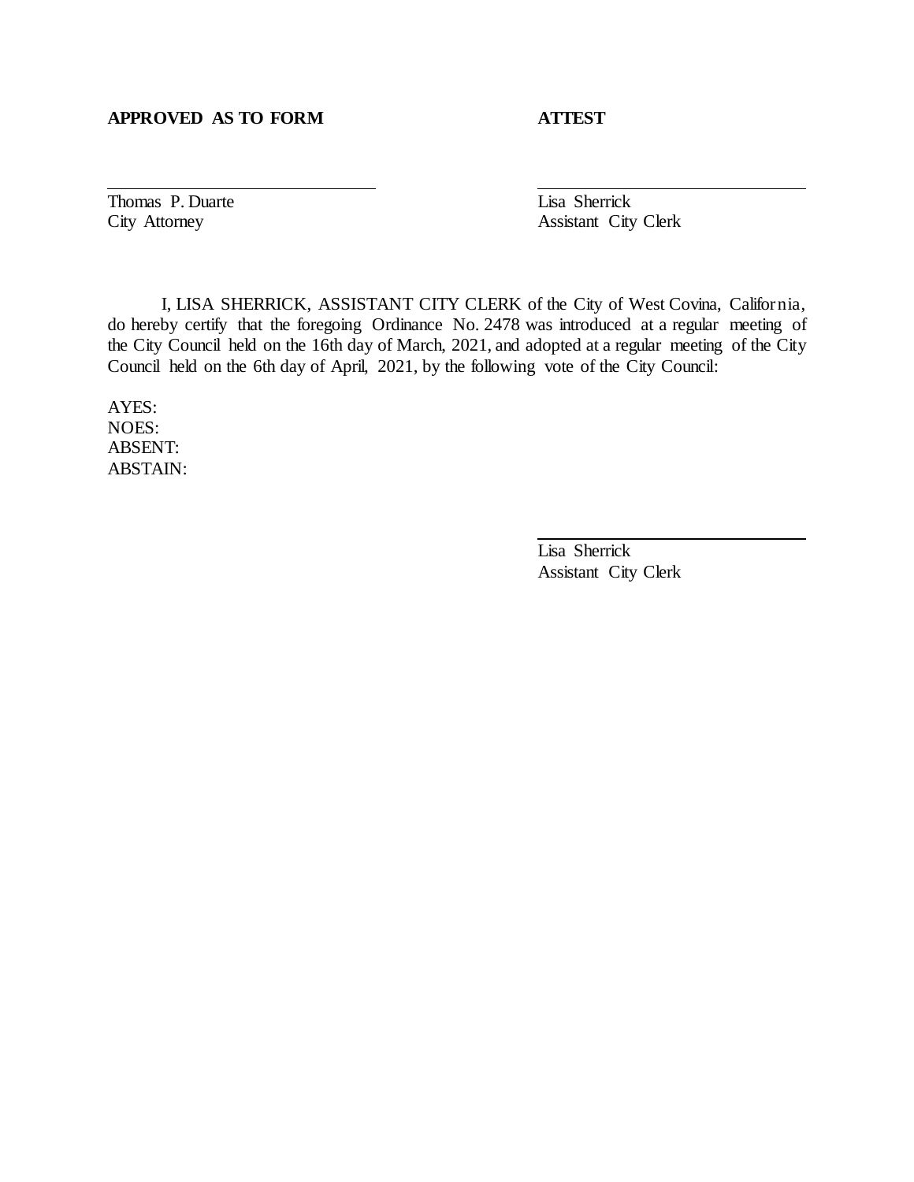**APPROVED AS TO FORM**

Thomas P. Duarte
City Attorney

**ATTEST**

Lisa Sherrick
Assistant City Clerk

I, LISA SHERRICK, ASSISTANT CITY CLERK of the City of West Covina, California, do hereby certify that the foregoing Ordinance No. 2478 was introduced at a regular meeting of the City Council held on the 16th day of March, 2021, and adopted at a regular meeting of the City Council held on the 6th day of April, 2021, by the following vote of the City Council:

AYES:
NOES:
ABSENT:
ABSTAIN:

Lisa Sherrick
Assistant City Clerk